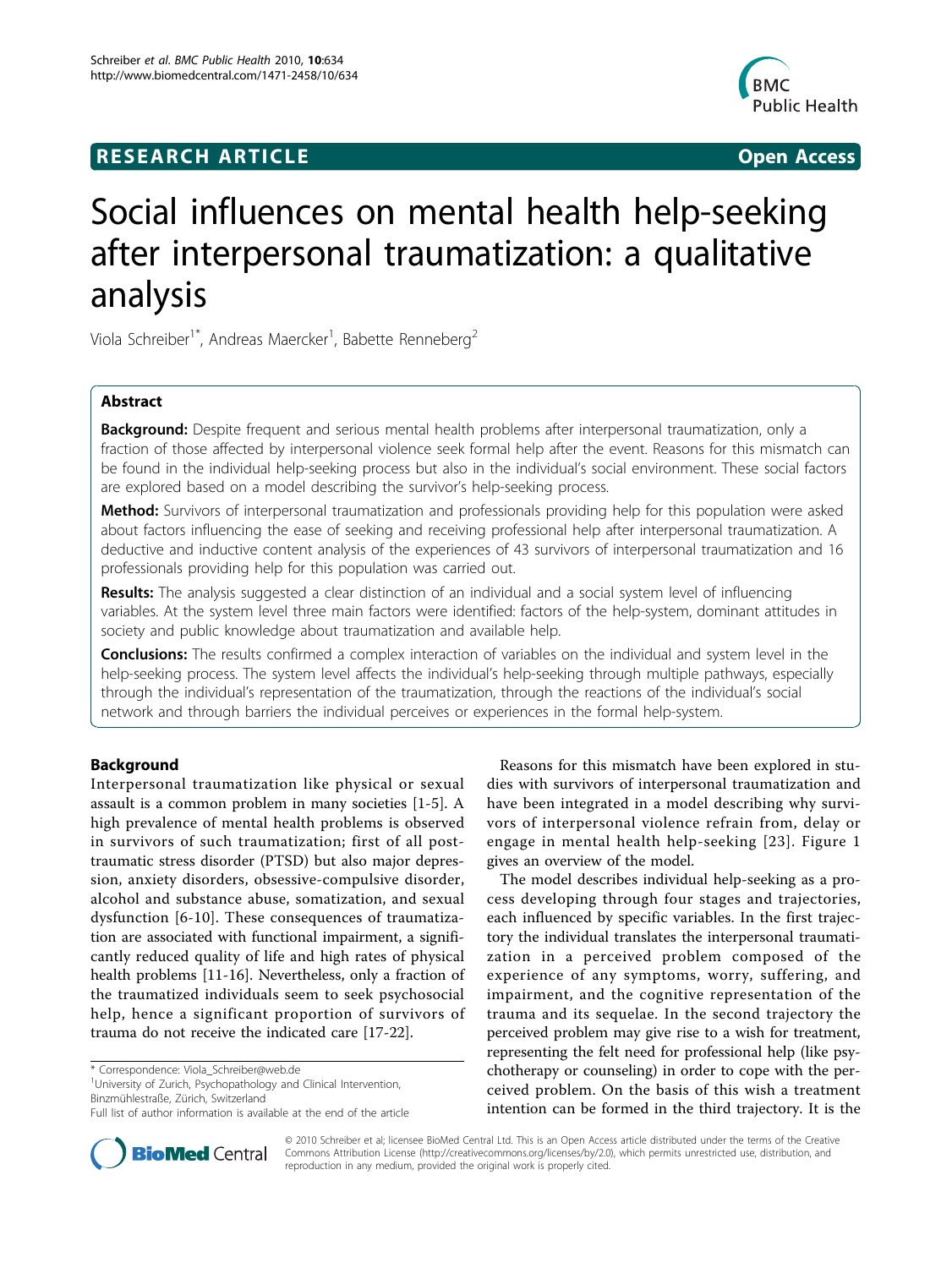**RESEARCH ARTICLE** **Open Access**

# Social influences on mental health help-seeking after interpersonal traumatization: a qualitative analysis

Viola Schreiber[1*], Andreas Maercker[1], Babette Renneberg[2]

## Abstract

**Background:** Despite frequent and serious mental health problems after interpersonal traumatization, only a fraction of those affected by interpersonal violence seek formal help after the event. Reasons for this mismatch can be found in the individual help-seeking process but also in the individual's social environment. These social factors are explored based on a model describing the survivor's help-seeking process.

**Method:** Survivors of interpersonal traumatization and professionals providing help for this population were asked about factors influencing the ease of seeking and receiving professional help after interpersonal traumatization. A deductive and inductive content analysis of the experiences of 43 survivors of interpersonal traumatization and 16 professionals providing help for this population was carried out.

**Results:** The analysis suggested a clear distinction of an individual and a social system level of influencing variables. At the system level three main factors were identified: factors of the help-system, dominant attitudes in society and public knowledge about traumatization and available help.

**Conclusions:** The results confirmed a complex interaction of variables on the individual and system level in the help-seeking process. The system level affects the individual's help-seeking through multiple pathways, especially through the individual's representation of the traumatization, through the reactions of the individual's social network and through barriers the individual perceives or experiences in the formal help-system.

## Background

Interpersonal traumatization like physical or sexual assault is a common problem in many societies [1-5]. A high prevalence of mental health problems is observed in survivors of such traumatization; first of all post-traumatic stress disorder (PTSD) but also major depression, anxiety disorders, obsessive-compulsive disorder, alcohol and substance abuse, somatization, and sexual dysfunction [6-10]. These consequences of traumatization are associated with functional impairment, a significantly reduced quality of life and high rates of physical health problems [11-16]. Nevertheless, only a fraction of the traumatized individuals seem to seek psychosocial help, hence a significant proportion of survivors of trauma do not receive the indicated care [17-22].

Reasons for this mismatch have been explored in studies with survivors of interpersonal traumatization and have been integrated in a model describing why survivors of interpersonal violence refrain from, delay or engage in mental health help-seeking [23]. Figure 1 gives an overview of the model.

The model describes individual help-seeking as a process developing through four stages and trajectories, each influenced by specific variables. In the first trajectory the individual translates the interpersonal traumatization in a perceived problem composed of the experience of any symptoms, worry, suffering, and impairment, and the cognitive representation of the trauma and its sequelae. In the second trajectory the perceived problem may give rise to a wish for treatment, representing the felt need for professional help (like psychotherapy or counseling) in order to cope with the perceived problem. On the basis of this wish a treatment intention can be formed in the third trajectory. It is the

\* Correspondence: Viola_Schreiber@web.de
[1]University of Zurich, Psychopathology and Clinical Intervention, Binzmühlestraße, Zürich, Switzerland
Full list of author information is available at the end of the article

© 2010 Schreiber et al; licensee BioMed Central Ltd. This is an Open Access article distributed under the terms of the Creative Commons Attribution License (http://creativecommons.org/licenses/by/2.0), which permits unrestricted use, distribution, and reproduction in any medium, provided the original work is properly cited.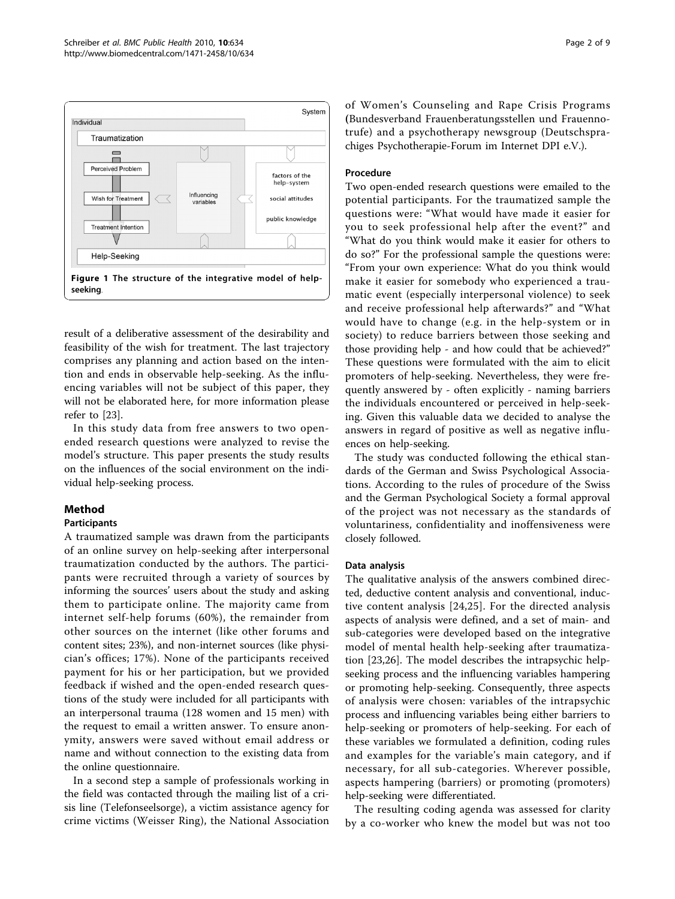Figure 1 The structure of the integrative model of help-seeking.

result of a deliberative assessment of the desirability and feasibility of the wish for treatment. The last trajectory comprises any planning and action based on the intention and ends in observable help-seeking. As the influencing variables will not be subject of this paper, they will not be elaborated here, for more information please refer to [23].

In this study data from free answers to two open-ended research questions were analyzed to revise the model's structure. This paper presents the study results on the influences of the social environment on the individual help-seeking process.

## Method

### Participants

A traumatized sample was drawn from the participants of an online survey on help-seeking after interpersonal traumatization conducted by the authors. The participants were recruited through a variety of sources by informing the sources' users about the study and asking them to participate online. The majority came from internet self-help forums (60%), the remainder from other sources on the internet (like other forums and content sites; 23%), and non-internet sources (like physician's offices; 17%). None of the participants received payment for his or her participation, but we provided feedback if wished and the open-ended research questions of the study were included for all participants with an interpersonal trauma (128 women and 15 men) with the request to email a written answer. To ensure anonymity, answers were saved without email address or name and without connection to the existing data from the online questionnaire.

In a second step a sample of professionals working in the field was contacted through the mailing list of a crisis line (Telefonseelsorge), a victim assistance agency for crime victims (Weisser Ring), the National Association of Women's Counseling and Rape Crisis Programs (Bundesverband Frauenberatungsstellen und Frauennotrufe) and a psychotherapy newsgroup (Deutschsprachiges Psychotherapie-Forum im Internet DPI e.V.).

### Procedure

Two open-ended research questions were emailed to the potential participants. For the traumatized sample the questions were: "What would have made it easier for you to seek professional help after the event?" and "What do you think would make it easier for others to do so?" For the professional sample the questions were: "From your own experience: What do you think would make it easier for somebody who experienced a traumatic event (especially interpersonal violence) to seek and receive professional help afterwards?" and "What would have to change (e.g. in the help-system or in society) to reduce barriers between those seeking and those providing help - and how could that be achieved?" These questions were formulated with the aim to elicit promoters of help-seeking. Nevertheless, they were frequently answered by - often explicitly - naming barriers the individuals encountered or perceived in help-seeking. Given this valuable data we decided to analyse the answers in regard of positive as well as negative influences on help-seeking.

The study was conducted following the ethical standards of the German and Swiss Psychological Associations. According to the rules of procedure of the Swiss and the German Psychological Society a formal approval of the project was not necessary as the standards of voluntariness, confidentiality and inoffensiveness were closely followed.

### Data analysis

The qualitative analysis of the answers combined directed, deductive content analysis and conventional, inductive content analysis [24,25]. For the directed analysis aspects of analysis were defined, and a set of main- and sub-categories were developed based on the integrative model of mental health help-seeking after traumatization [23,26]. The model describes the intrapsychic help-seeking process and the influencing variables hampering or promoting help-seeking. Consequently, three aspects of analysis were chosen: variables of the intrapsychic process and influencing variables being either barriers to help-seeking or promoters of help-seeking. For each of these variables we formulated a definition, coding rules and examples for the variable's main category, and if necessary, for all sub-categories. Wherever possible, aspects hampering (barriers) or promoting (promoters) help-seeking were differentiated.

The resulting coding agenda was assessed for clarity by a co-worker who knew the model but was not too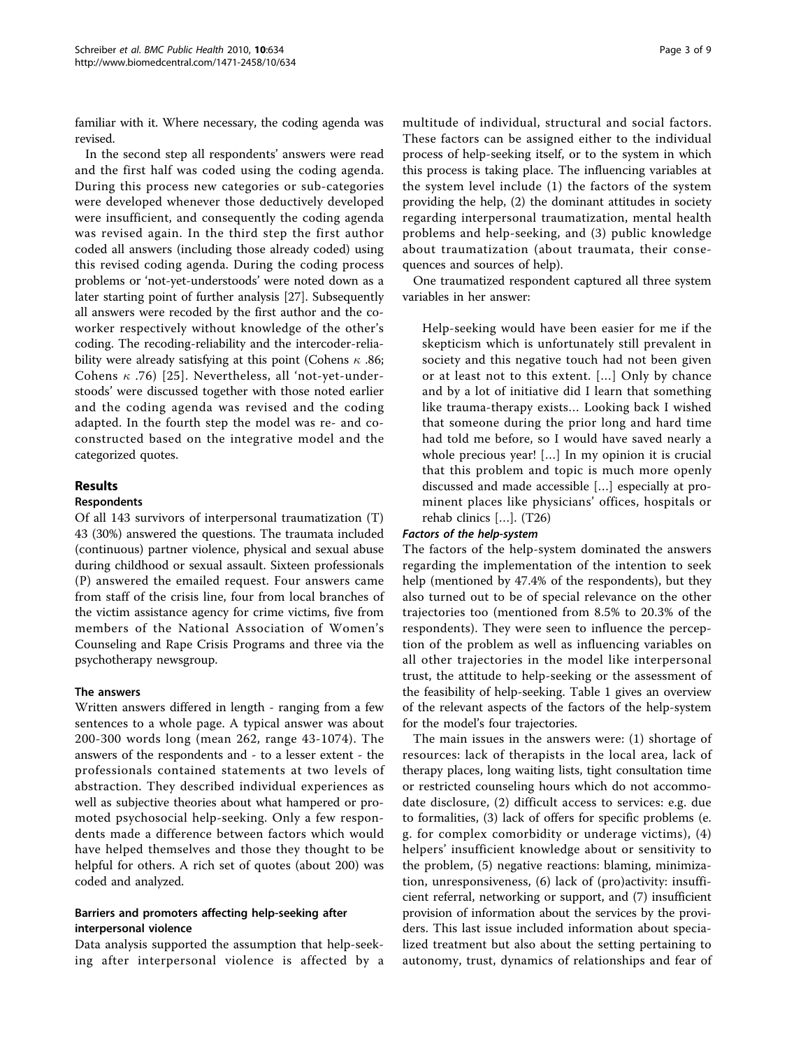familiar with it. Where necessary, the coding agenda was revised.

In the second step all respondents' answers were read and the first half was coded using the coding agenda. During this process new categories or sub-categories were developed whenever those deductively developed were insufficient, and consequently the coding agenda was revised again. In the third step the first author coded all answers (including those already coded) using this revised coding agenda. During the coding process problems or 'not-yet-understoods' were noted down as a later starting point of further analysis [27]. Subsequently all answers were recoded by the first author and the co-worker respectively without knowledge of the other's coding. The recoding-reliability and the intercoder-reliability were already satisfying at this point (Cohens $\kappa$ .86; Cohens $\kappa$ .76) [25]. Nevertheless, all 'not-yet-understoods' were discussed together with those noted earlier and the coding agenda was revised and the coding adapted. In the fourth step the model was re- and co-constructed based on the integrative model and the categorized quotes.

## Results

### Respondents

Of all 143 survivors of interpersonal traumatization (T) 43 (30%) answered the questions. The traumata included (continuous) partner violence, physical and sexual abuse during childhood or sexual assault. Sixteen professionals (P) answered the emailed request. Four answers came from staff of the crisis line, four from local branches of the victim assistance agency for crime victims, five from members of the National Association of Women's Counseling and Rape Crisis Programs and three via the psychotherapy newsgroup.

### The answers

Written answers differed in length - ranging from a few sentences to a whole page. A typical answer was about 200-300 words long (mean 262, range 43-1074). The answers of the respondents and - to a lesser extent - the professionals contained statements at two levels of abstraction. They described individual experiences as well as subjective theories about what hampered or promoted psychosocial help-seeking. Only a few respondents made a difference between factors which would have helped themselves and those they thought to be helpful for others. A rich set of quotes (about 200) was coded and analyzed.

### Barriers and promoters affecting help-seeking after interpersonal violence

Data analysis supported the assumption that help-seeking after interpersonal violence is affected by a multitude of individual, structural and social factors. These factors can be assigned either to the individual process of help-seeking itself, or to the system in which this process is taking place. The influencing variables at the system level include (1) the factors of the system providing the help, (2) the dominant attitudes in society regarding interpersonal traumatization, mental health problems and help-seeking, and (3) public knowledge about traumatization (about traumata, their consequences and sources of help).

One traumatized respondent captured all three system variables in her answer:

> Help-seeking would have been easier for me if the skepticism which is unfortunately still prevalent in society and this negative touch had not been given or at least not to this extent. [...] Only by chance and by a lot of initiative did I learn that something like trauma-therapy exists... Looking back I wished that someone during the prior long and hard time had told me before, so I would have saved nearly a whole precious year! [...] In my opinion it is crucial that this problem and topic is much more openly discussed and made accessible [...] especially at prominent places like physicians' offices, hospitals or rehab clinics [...]. (T26)

#### *Factors of the help-system*

The factors of the help-system dominated the answers regarding the implementation of the intention to seek help (mentioned by 47.4% of the respondents), but they also turned out to be of special relevance on the other trajectories too (mentioned from 8.5% to 20.3% of the respondents). They were seen to influence the perception of the problem as well as influencing variables on all other trajectories in the model like interpersonal trust, the attitude to help-seeking or the assessment of the feasibility of help-seeking. Table 1 gives an overview of the relevant aspects of the factors of the help-system for the model's four trajectories.

The main issues in the answers were: (1) shortage of resources: lack of therapists in the local area, lack of therapy places, long waiting lists, tight consultation time or restricted counseling hours which do not accommodate disclosure, (2) difficult access to services: e.g. due to formalities, (3) lack of offers for specific problems (e.g. for complex comorbidity or underage victims), (4) helpers' insufficient knowledge about or sensitivity to the problem, (5) negative reactions: blaming, minimization, unresponsiveness, (6) lack of (pro)activity: insufficient referral, networking or support, and (7) insufficient provision of information about the services by the providers. This last issue included information about specialized treatment but also about the setting pertaining to autonomy, trust, dynamics of relationships and fear of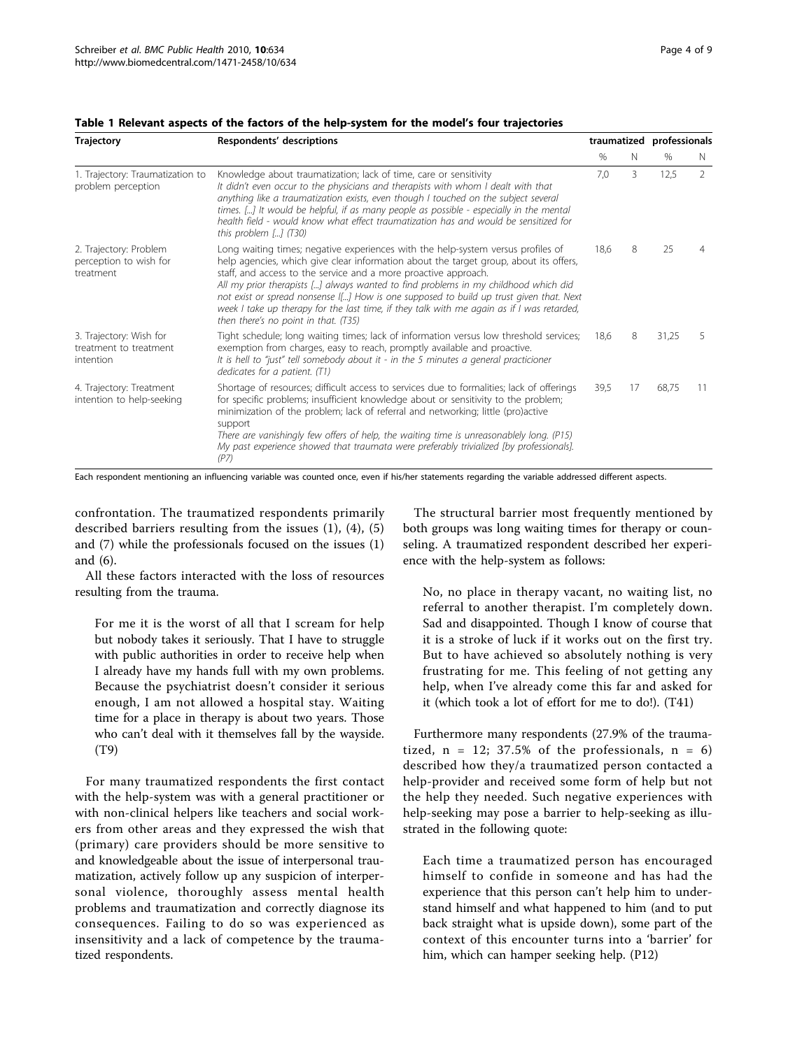**Table 1 Relevant aspects of the factors of the help-system for the model's four trajectories**

| Trajectory | Respondents' descriptions | traumatized | | professionals | |
|---|---|---|---|---|---|
| | | % | N | % | N |
| 1. Trajectory: Traumatization to problem perception | Knowledge about traumatization; lack of time, care or sensitivity *It didn't even occur to the physicians and therapists with whom I dealt with that anything like a traumatization exists, even though I touched on the subject several times. [...] It would be helpful, if as many people as possible - especially in the mental health field - would know what effect traumatization has and would be sensitized for this problem [...] (T30)* | 7,0 | 3 | 12,5 | 2 |
| 2. Trajectory: Problem perception to wish for treatment | Long waiting times; negative experiences with the help-system versus profiles of help agencies, which give clear information about the target group, about its offers, staff, and access to the service and a more proactive approach. *All my prior therapists [...] always wanted to find problems in my childhood which did not exist or spread nonsense I[...] How is one supposed to build up trust given that. Next week I take up therapy for the last time, if they talk with me again as if I was retarded, then there's no point in that. (T35)* | 18,6 | 8 | 25 | 4 |
| 3. Trajectory: Wish for treatment to treatment intention | Tight schedule; long waiting times; lack of information versus low threshold services; exemption from charges, easy to reach, promptly available and proactive. *It is hell to "just" tell somebody about it - in the 5 minutes a general practicioner dedicates for a patient. (T1)* | 18,6 | 8 | 31,25 | 5 |
| 4. Trajectory: Treatment intention to help-seeking | Shortage of resources; difficult access to services due to formalities; lack of offerings for specific problems; insufficient knowledge about or sensitivity to the problem; minimization of the problem; lack of referral and networking; little (pro)active support *There are vanishingly few offers of help, the waiting time is unreasonablely long. (P15) My past experience showed that traumata were preferably trivialized [by professionals]. (P7)* | 39,5 | 17 | 68,75 | 11 |

Each respondent mentioning an influencing variable was counted once, even if his/her statements regarding the variable addressed different aspects.

confrontation. The traumatized respondents primarily described barriers resulting from the issues (1), (4), (5) and (7) while the professionals focused on the issues (1) and (6).

All these factors interacted with the loss of resources resulting from the trauma.

> For me it is the worst of all that I scream for help but nobody takes it seriously. That I have to struggle with public authorities in order to receive help when I already have my hands full with my own problems. Because the psychiatrist doesn't consider it serious enough, I am not allowed a hospital stay. Waiting time for a place in therapy is about two years. Those who can't deal with it themselves fall by the wayside. (T9)

For many traumatized respondents the first contact with the help-system was with a general practitioner or with non-clinical helpers like teachers and social workers from other areas and they expressed the wish that (primary) care providers should be more sensitive to and knowledgeable about the issue of interpersonal traumatization, actively follow up any suspicion of interpersonal violence, thoroughly assess mental health problems and traumatization and correctly diagnose its consequences. Failing to do so was experienced as insensitivity and a lack of competence by the traumatized respondents.

The structural barrier most frequently mentioned by both groups was long waiting times for therapy or counseling. A traumatized respondent described her experience with the help-system as follows:

> No, no place in therapy vacant, no waiting list, no referral to another therapist. I'm completely down. Sad and disappointed. Though I know of course that it is a stroke of luck if it works out on the first try. But to have achieved so absolutely nothing is very frustrating for me. This feeling of not getting any help, when I've already come this far and asked for it (which took a lot of effort for me to do!). (T41)

Furthermore many respondents (27.9% of the traumatized, n = 12; 37.5% of the professionals, n = 6) described how they/a traumatized person contacted a help-provider and received some form of help but not the help they needed. Such negative experiences with help-seeking may pose a barrier to help-seeking as illustrated in the following quote:

> Each time a traumatized person has encouraged himself to confide in someone and has had the experience that this person can't help him to understand himself and what happened to him (and to put back straight what is upside down), some part of the context of this encounter turns into a 'barrier' for him, which can hamper seeking help. (P12)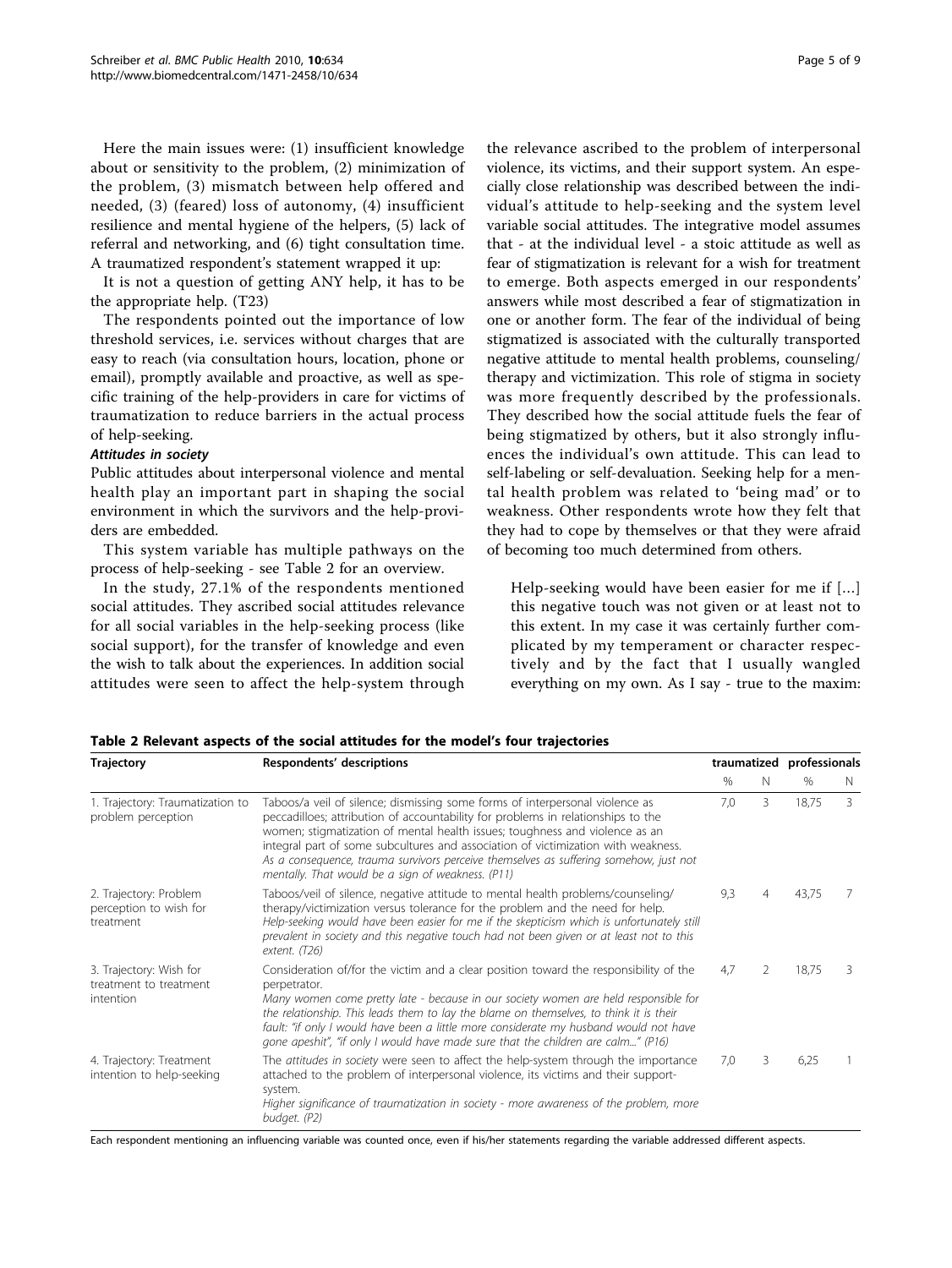Here the main issues were: (1) insufficient knowledge about or sensitivity to the problem, (2) minimization of the problem, (3) mismatch between help offered and needed, (3) (feared) loss of autonomy, (4) insufficient resilience and mental hygiene of the helpers, (5) lack of referral and networking, and (6) tight consultation time. A traumatized respondent's statement wrapped it up:

It is not a question of getting ANY help, it has to be the appropriate help. (T23)

The respondents pointed out the importance of low threshold services, i.e. services without charges that are easy to reach (via consultation hours, location, phone or email), promptly available and proactive, as well as specific training of the help-providers in care for victims of traumatization to reduce barriers in the actual process of help-seeking.

#### *Attitudes in society*

Public attitudes about interpersonal violence and mental health play an important part in shaping the social environment in which the survivors and the help-providers are embedded.

This system variable has multiple pathways on the process of help-seeking - see Table 2 for an overview.

In the study, 27.1% of the respondents mentioned social attitudes. They ascribed social attitudes relevance for all social variables in the help-seeking process (like social support), for the transfer of knowledge and even the wish to talk about the experiences. In addition social attitudes were seen to affect the help-system through the relevance ascribed to the problem of interpersonal violence, its victims, and their support system. An especially close relationship was described between the individual's attitude to help-seeking and the system level variable social attitudes. The integrative model assumes that - at the individual level - a stoic attitude as well as fear of stigmatization is relevant for a wish for treatment to emerge. Both aspects emerged in our respondents' answers while most described a fear of stigmatization in one or another form. The fear of the individual of being stigmatized is associated with the culturally transported negative attitude to mental health problems, counseling/therapy and victimization. This role of stigma in society was more frequently described by the professionals. They described how the social attitude fuels the fear of being stigmatized by others, but it also strongly influences the individual's own attitude. This can lead to self-labeling or self-devaluation. Seeking help for a mental health problem was related to 'being mad' or to weakness. Other respondents wrote how they felt that they had to cope by themselves or that they were afraid of becoming too much determined from others.

> Help-seeking would have been easier for me if [...] this negative touch was not given or at least not to this extent. In my case it was certainly further complicated by my temperament or character respectively and by the fact that I usually wangled everything on my own. As I say - true to the maxim:

**Table 2 Relevant aspects of the social attitudes for the model's four trajectories**

| Trajectory | Respondents' descriptions | traumatized | | professionals | |
|---|---|---|---|---|---|
| | | % | N | % | N |
| 1. Trajectory: Traumatization to problem perception | Taboos/a veil of silence; dismissing some forms of interpersonal violence as peccadilloes; attribution of accountability for problems in relationships to the women; stigmatization of mental health issues; toughness and violence as an integral part of some subcultures and association of victimization with weakness. *As a consequence, trauma survivors perceive themselves as suffering somehow, just not mentally. That would be a sign of weakness. (P11)* | 7,0 | 3 | 18,75 | 3 |
| 2. Trajectory: Problem perception to wish for treatment | Taboos/veil of silence, negative attitude to mental health problems/counseling/therapy/victimization versus tolerance for the problem and the need for help. *Help-seeking would have been easier for me if the skepticism which is unfortunately still prevalent in society and this negative touch had not been given or at least not to this extent. (T26)* | 9,3 | 4 | 43,75 | 7 |
| 3. Trajectory: Wish for treatment to treatment intention | Consideration of/for the victim and a clear position toward the responsibility of the perpetrator. *Many women come pretty late - because in our society women are held responsible for the relationship. This leads them to lay the blame on themselves, to think it is their fault: "if only I would have been a little more considerate my husband would not have gone apeshit", "if only I would have made sure that the children are calm..." (P16)* | 4,7 | 2 | 18,75 | 3 |
| 4. Trajectory: Treatment intention to help-seeking | The *attitudes in society* were seen to affect the help-system through the importance attached to the problem of interpersonal violence, its victims and their support-system. *Higher significance of traumatization in society - more awareness of the problem, more budget. (P2)* | 7,0 | 3 | 6,25 | 1 |

Each respondent mentioning an influencing variable was counted once, even if his/her statements regarding the variable addressed different aspects.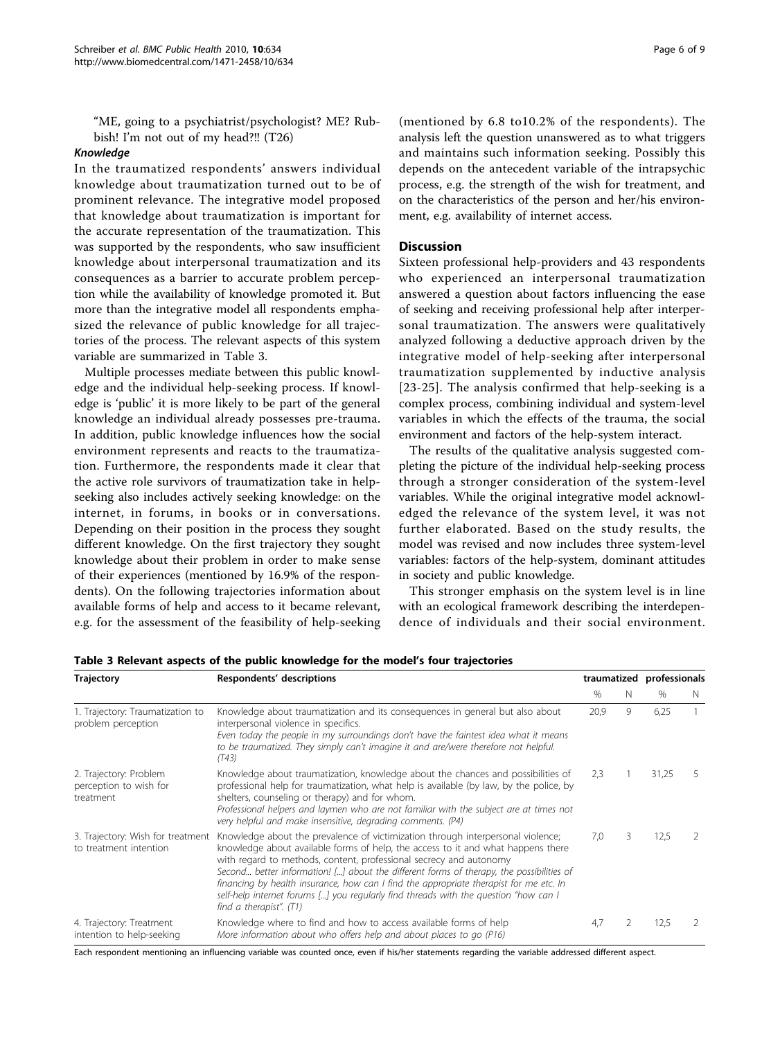"ME, going to a psychiatrist/psychologist? ME? Rubbish! I'm not out of my head?!! (T26)

#### Knowledge

In the traumatized respondents' answers individual knowledge about traumatization turned out to be of prominent relevance. The integrative model proposed that knowledge about traumatization is important for the accurate representation of the traumatization. This was supported by the respondents, who saw insufficient knowledge about interpersonal traumatization and its consequences as a barrier to accurate problem perception while the availability of knowledge promoted it. But more than the integrative model all respondents emphasized the relevance of public knowledge for all trajectories of the process. The relevant aspects of this system variable are summarized in Table 3.

Multiple processes mediate between this public knowledge and the individual help-seeking process. If knowledge is 'public' it is more likely to be part of the general knowledge an individual already possesses pre-trauma. In addition, public knowledge influences how the social environment represents and reacts to the traumatization. Furthermore, the respondents made it clear that the active role survivors of traumatization take in help-seeking also includes actively seeking knowledge: on the internet, in forums, in books or in conversations. Depending on their position in the process they sought different knowledge. On the first trajectory they sought knowledge about their problem in order to make sense of their experiences (mentioned by 16.9% of the respondents). On the following trajectories information about available forms of help and access to it became relevant, e.g. for the assessment of the feasibility of help-seeking (mentioned by 6.8 to10.2% of the respondents). The analysis left the question unanswered as to what triggers and maintains such information seeking. Possibly this depends on the antecedent variable of the intrapsychic process, e.g. the strength of the wish for treatment, and on the characteristics of the person and her/his environment, e.g. availability of internet access.

## Discussion

Sixteen professional help-providers and 43 respondents who experienced an interpersonal traumatization answered a question about factors influencing the ease of seeking and receiving professional help after interpersonal traumatization. The answers were qualitatively analyzed following a deductive approach driven by the integrative model of help-seeking after interpersonal traumatization supplemented by inductive analysis [23-25]. The analysis confirmed that help-seeking is a complex process, combining individual and system-level variables in which the effects of the trauma, the social environment and factors of the help-system interact.

The results of the qualitative analysis suggested completing the picture of the individual help-seeking process through a stronger consideration of the system-level variables. While the original integrative model acknowledged the relevance of the system level, it was not further elaborated. Based on the study results, the model was revised and now includes three system-level variables: factors of the help-system, dominant attitudes in society and public knowledge.

This stronger emphasis on the system level is in line with an ecological framework describing the interdependence of individuals and their social environment.

**Table 3 Relevant aspects of the public knowledge for the model's four trajectories**

| Trajectory | Respondents' descriptions | traumatized | | professionals | |
|---|---|---|---|---|---|
| | | % | N | % | N |
| 1. Trajectory: Traumatization to problem perception | Knowledge about traumatization and its consequences in general but also about interpersonal violence in specifics. *Even today the people in my surroundings don't have the faintest idea what it means to be traumatized. They simply can't imagine it and are/were therefore not helpful. (T43)* | 20,9 | 9 | 6,25 | 1 |
| 2. Trajectory: Problem perception to wish for treatment | Knowledge about traumatization, knowledge about the chances and possibilities of professional help for traumatization, what help is available (by law, by the police, by shelters, counseling or therapy) and for whom. *Professional helpers and laymen who are not familiar with the subject are at times not very helpful and make insensitive, degrading comments. (P4)* | 2,3 | 1 | 31,25 | 5 |
| 3. Trajectory: Wish for treatment to treatment intention | Knowledge about the prevalence of victimization through interpersonal violence; knowledge about available forms of help, the access to it and what happens there with regard to methods, content, professional secrecy and autonomy *Second... better information! [...] about the different forms of therapy, the possibilities of financing by health insurance, how can I find the appropriate therapist for me etc. In self-help internet forums [...] you regularly find threads with the question "how can I find a therapist". (T1)* | 7,0 | 3 | 12,5 | 2 |
| 4. Trajectory: Treatment intention to help-seeking | Knowledge where to find and how to access available forms of help *More information about who offers help and about places to go (P16)* | 4,7 | 2 | 12,5 | 2 |

Each respondent mentioning an influencing variable was counted once, even if his/her statements regarding the variable addressed different aspect.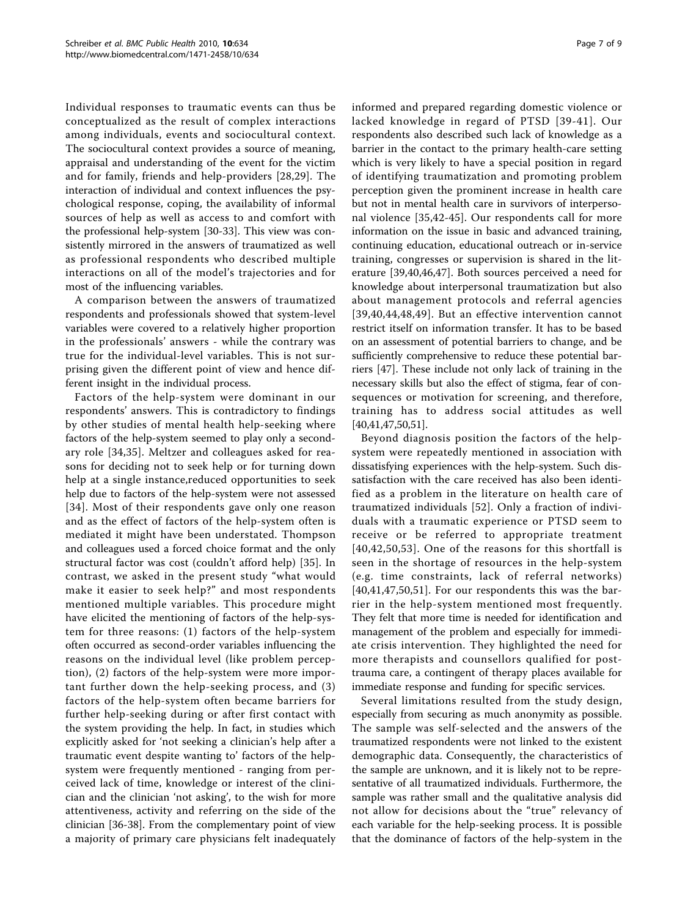Individual responses to traumatic events can thus be conceptualized as the result of complex interactions among individuals, events and sociocultural context. The sociocultural context provides a source of meaning, appraisal and understanding of the event for the victim and for family, friends and help-providers [28,29]. The interaction of individual and context influences the psychological response, coping, the availability of informal sources of help as well as access to and comfort with the professional help-system [30-33]. This view was consistently mirrored in the answers of traumatized as well as professional respondents who described multiple interactions on all of the model's trajectories and for most of the influencing variables.

A comparison between the answers of traumatized respondents and professionals showed that system-level variables were covered to a relatively higher proportion in the professionals' answers - while the contrary was true for the individual-level variables. This is not surprising given the different point of view and hence different insight in the individual process.

Factors of the help-system were dominant in our respondents' answers. This is contradictory to findings by other studies of mental health help-seeking where factors of the help-system seemed to play only a secondary role [34,35]. Meltzer and colleagues asked for reasons for deciding not to seek help or for turning down help at a single instance,reduced opportunities to seek help due to factors of the help-system were not assessed [34]. Most of their respondents gave only one reason and as the effect of factors of the help-system often is mediated it might have been understated. Thompson and colleagues used a forced choice format and the only structural factor was cost (couldn't afford help) [35]. In contrast, we asked in the present study "what would make it easier to seek help?" and most respondents mentioned multiple variables. This procedure might have elicited the mentioning of factors of the help-system for three reasons: (1) factors of the help-system often occurred as second-order variables influencing the reasons on the individual level (like problem perception), (2) factors of the help-system were more important further down the help-seeking process, and (3) factors of the help-system often became barriers for further help-seeking during or after first contact with the system providing the help. In fact, in studies which explicitly asked for 'not seeking a clinician's help after a traumatic event despite wanting to' factors of the help-system were frequently mentioned - ranging from perceived lack of time, knowledge or interest of the clinician and the clinician 'not asking', to the wish for more attentiveness, activity and referring on the side of the clinician [36-38]. From the complementary point of view a majority of primary care physicians felt inadequately informed and prepared regarding domestic violence or lacked knowledge in regard of PTSD [39-41]. Our respondents also described such lack of knowledge as a barrier in the contact to the primary health-care setting which is very likely to have a special position in regard of identifying traumatization and promoting problem perception given the prominent increase in health care but not in mental health care in survivors of interpersonal violence [35,42-45]. Our respondents call for more information on the issue in basic and advanced training, continuing education, educational outreach or in-service training, congresses or supervision is shared in the literature [39,40,46,47]. Both sources perceived a need for knowledge about interpersonal traumatization but also about management protocols and referral agencies [39,40,44,48,49]. But an effective intervention cannot restrict itself on information transfer. It has to be based on an assessment of potential barriers to change, and be sufficiently comprehensive to reduce these potential barriers [47]. These include not only lack of training in the necessary skills but also the effect of stigma, fear of consequences or motivation for screening, and therefore, training has to address social attitudes as well [40,41,47,50,51].

Beyond diagnosis position the factors of the help-system were repeatedly mentioned in association with dissatisfying experiences with the help-system. Such dissatisfaction with the care received has also been identified as a problem in the literature on health care of traumatized individuals [52]. Only a fraction of individuals with a traumatic experience or PTSD seem to receive or be referred to appropriate treatment [40,42,50,53]. One of the reasons for this shortfall is seen in the shortage of resources in the help-system (e.g. time constraints, lack of referral networks) [40,41,47,50,51]. For our respondents this was the barrier in the help-system mentioned most frequently. They felt that more time is needed for identification and management of the problem and especially for immediate crisis intervention. They highlighted the need for more therapists and counsellors qualified for post-trauma care, a contingent of therapy places available for immediate response and funding for specific services.

Several limitations resulted from the study design, especially from securing as much anonymity as possible. The sample was self-selected and the answers of the traumatized respondents were not linked to the existent demographic data. Consequently, the characteristics of the sample are unknown, and it is likely not to be representative of all traumatized individuals. Furthermore, the sample was rather small and the qualitative analysis did not allow for decisions about the "true" relevancy of each variable for the help-seeking process. It is possible that the dominance of factors of the help-system in the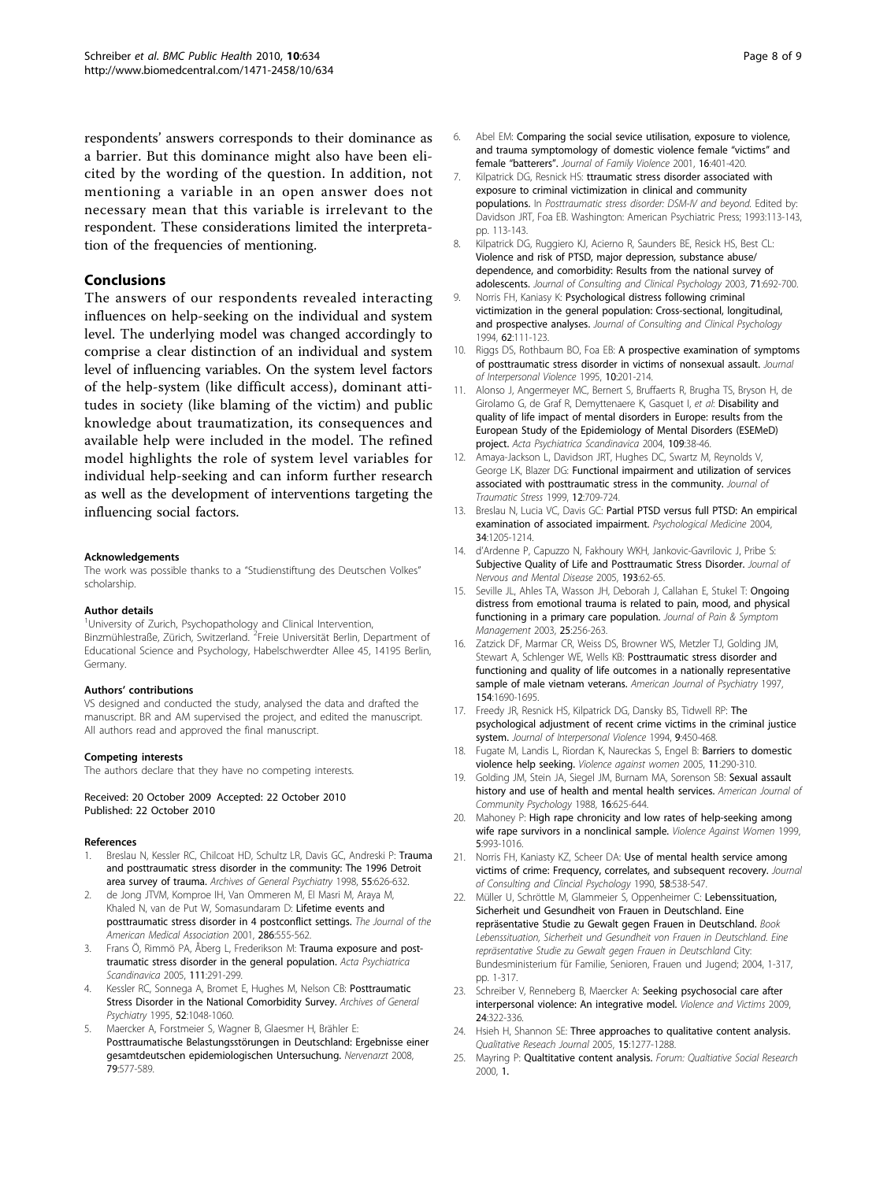respondents' answers corresponds to their dominance as a barrier. But this dominance might also have been elicited by the wording of the question. In addition, not mentioning a variable in an open answer does not necessary mean that this variable is irrelevant to the respondent. These considerations limited the interpretation of the frequencies of mentioning.

## Conclusions

The answers of our respondents revealed interacting influences on help-seeking on the individual and system level. The underlying model was changed accordingly to comprise a clear distinction of an individual and system level of influencing variables. On the system level factors of the help-system (like difficult access), dominant attitudes in society (like blaming of the victim) and public knowledge about traumatization, its consequences and available help were included in the model. The refined model highlights the role of system level variables for individual help-seeking and can inform further research as well as the development of interventions targeting the influencing social factors.

#### Acknowledgements

The work was possible thanks to a "Studienstiftung des Deutschen Volkes" scholarship.

#### Author details

[1]University of Zurich, Psychopathology and Clinical Intervention, Binzmühlestraße, Zürich, Switzerland. [2]Freie Universität Berlin, Department of Educational Science and Psychology, Habelschwerdter Allee 45, 14195 Berlin, Germany.

#### Authors' contributions

VS designed and conducted the study, analysed the data and drafted the manuscript. BR and AM supervised the project, and edited the manuscript. All authors read and approved the final manuscript.

#### Competing interests

The authors declare that they have no competing interests.

Received: 20 October 2009 Accepted: 22 October 2010
Published: 22 October 2010

#### References

1. Breslau N, Kessler RC, Chilcoat HD, Schultz LR, Davis GC, Andreski P: **Trauma and posttraumatic stress disorder in the community: The 1996 Detroit area survey of trauma.** *Archives of General Psychiatry* 1998, **55**:626-632.
2. de Jong JTVM, Komproe IH, Van Ommeren M, El Masri M, Araya M, Khaled N, van de Put W, Somasundaram D: **Lifetime events and posttraumatic stress disorder in 4 postconflict settings.** *The Journal of the American Medical Association* 2001, **286**:555-562.
3. Frans Ö, Rimmö PA, Åberg L, Frederikson M: **Trauma exposure and post-traumatic stress disorder in the general population.** *Acta Psychiatrica Scandinavica* 2005, **111**:291-299.
4. Kessler RC, Sonnega A, Bromet E, Hughes M, Nelson CB: **Posttraumatic Stress Disorder in the National Comorbidity Survey.** *Archives of General Psychiatry* 1995, **52**:1048-1060.
5. Maercker A, Forstmeier S, Wagner B, Glaesmer H, Brähler E: **Posttraumatische Belastungsstörungen in Deutschland: Ergebnisse einer gesamtdeutschen epidemiologischen Untersuchung.** *Nervenarzt* 2008, **79**:577-589.
6. Abel EM: **Comparing the social sevice utilisation, exposure to violence, and trauma symptomology of domestic violence female "victims" and female "batterers".** *Journal of Family Violence* 2001, **16**:401-420.
7. Kilpatrick DG, Resnick HS: **ttraumatic stress disorder associated with exposure to criminal victimization in clinical and community populations.** In *Posttraumatic stress disorder: DSM-IV and beyond.* Edited by: Davidson JRT, Foa EB. Washington: American Psychiatric Press; 1993:113-143, pp. 113-143.
8. Kilpatrick DG, Ruggiero KJ, Acierno R, Saunders BE, Resick HS, Best CL: **Violence and risk of PTSD, major depression, substance abuse/ dependence, and comorbidity: Results from the national survey of adolescents.** *Journal of Consulting and Clinical Psychology* 2003, **71**:692-700.
9. Norris FH, Kaniasy K: **Psychological distress following criminal victimization in the general population: Cross-sectional, longitudinal, and prospective analyses.** *Journal of Consulting and Clinical Psychology* 1994, **62**:111-123.
10. Riggs DS, Rothbaum BO, Foa EB: **A prospective examination of symptoms of posttraumatic stress disorder in victims of nonsexual assault.** *Journal of Interpersonal Violence* 1995, **10**:201-214.
11. Alonso J, Angermeyer MC, Bernert S, Bruffaerts R, Brugha TS, Bryson H, de Girolamo G, de Graf R, Demyttenaere K, Gasquet I, *et al*: **Disability and quality of life impact of mental disorders in Europe: results from the European Study of the Epidemiology of Mental Disorders (ESEMeD) project.** *Acta Psychiatrica Scandinavica* 2004, **109**:38-46.
12. Amaya-Jackson L, Davidson JRT, Hughes DC, Swartz M, Reynolds V, George LK, Blazer DG: **Functional impairment and utilization of services associated with posttraumatic stress in the community.** *Journal of Traumatic Stress* 1999, **12**:709-724.
13. Breslau N, Lucia VC, Davis GC: **Partial PTSD versus full PTSD: An empirical examination of associated impairment.** *Psychological Medicine* 2004, **34**:1205-1214.
14. d'Ardenne P, Capuzzo N, Fakhoury WKH, Jankovic-Gavrilovic J, Pribe S: **Subjective Quality of Life and Posttraumatic Stress Disorder.** *Journal of Nervous and Mental Disease* 2005, **193**:62-65.
15. Seville JL, Ahles TA, Wasson JH, Deborah J, Callahan E, Stukel T: **Ongoing distress from emotional trauma is related to pain, mood, and physical functioning in a primary care population.** *Journal of Pain & Symptom Management* 2003, **25**:256-263.
16. Zatzick DF, Marmar CR, Weiss DS, Browner WS, Metzler TJ, Golding JM, Stewart A, Schlenger WE, Wells KB: **Posttraumatic stress disorder and functioning and quality of life outcomes in a nationally representative sample of male vietnam veterans.** *American Journal of Psychiatry* 1997, **154**:1690-1695.
17. Freedy JR, Resnick HS, Kilpatrick DG, Dansky BS, Tidwell RP: **The psychological adjustment of recent crime victims in the criminal justice system.** *Journal of Interpersonal Violence* 1994, **9**:450-468.
18. Fugate M, Landis L, Riordan K, Naureckas S, Engel B: **Barriers to domestic violence help seeking.** *Violence against women* 2005, **11**:290-310.
19. Golding JM, Stein JA, Siegel JM, Burnam MA, Sorenson SB: **Sexual assault history and use of health and mental health services.** *American Journal of Community Psychology* 1988, **16**:625-644.
20. Mahoney P: **High rape chronicity and low rates of help-seeking among wife rape survivors in a nonclinical sample.** *Violence Against Women* 1999, **5**:993-1016.
21. Norris FH, Kaniasty KZ, Scheer DA: **Use of mental health service among victims of crime: Frequency, correlates, and subsequent recovery.** *Journal of Consulting and Clincial Psychology* 1990, **58**:538-547.
22. Müller U, Schröttle M, Glammeier S, Oppenheimer C: **Lebenssituation, Sicherheit und Gesundheit von Frauen in Deutschland. Eine repräsentative Studie zu Gewalt gegen Frauen in Deutschland.** *Book Lebenssituation, Sicherheit und Gesundheit von Frauen in Deutschland. Eine repräsentative Studie zu Gewalt gegen Frauen in Deutschland* City: Bundesministerium für Familie, Senioren, Frauen und Jugend; 2004, 1-317, pp. 1-317.
23. Schreiber V, Renneberg B, Maercker A: **Seeking psychosocial care after interpersonal violence: An integrative model.** *Violence and Victims* 2009, **24**:322-336.
24. Hsieh H, Shannon SE: **Three approaches to qualitative content analysis.** *Qualitative Reseach Journal* 2005, **15**:1277-1288.
25. Mayring P: **Qualtitative content analysis.** *Forum: Qualtiative Social Research* 2000, **1**.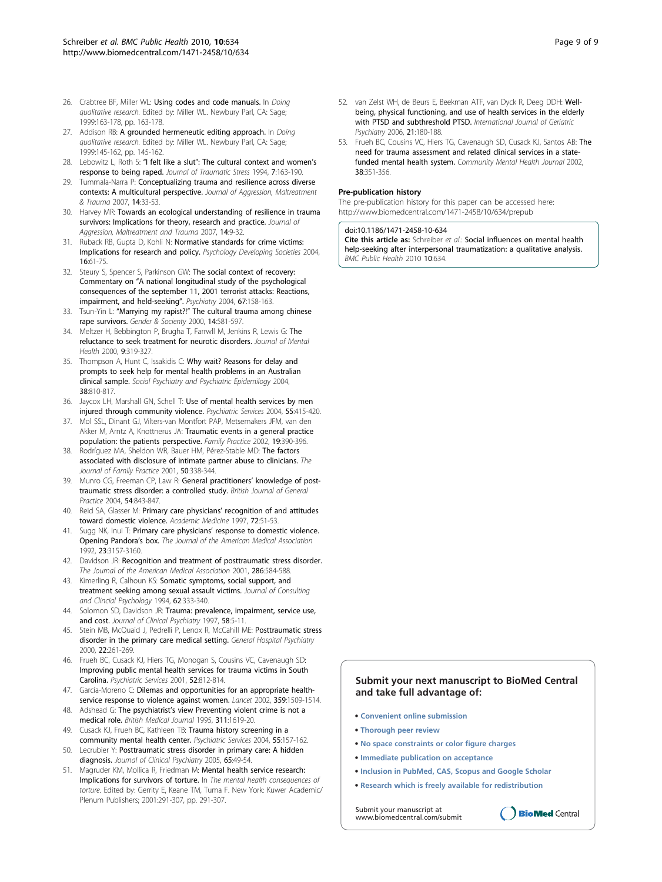26. Crabtree BF, Miller WL: Using codes and code manuals. In *Doing qualitative research.* Edited by: Miller WL. Newbury Parl, CA: Sage; 1999:163-178, pp. 163-178.
27. Addison RB: A grounded hermeneutic editing approach. In *Doing qualitative research.* Edited by: Miller WL. Newbury Parl, CA: Sage; 1999:145-162, pp. 145-162.
28. Lebowitz L, Roth S: "I felt like a slut": The cultural context and women's response to being raped. *Journal of Traumatic Stress* 1994, **7**:163-190.
29. Tummala-Narra P: Conceptualizing trauma and resilience across diverse contexts: A multicultural perspective. *Journal of Aggression, Maltreatment & Trauma* 2007, **14**:33-53.
30. Harvey MR: Towards an ecological understanding of resilience in trauma survivors: Implications for theory, research and practice. *Journal of Aggression, Maltreatment and Trauma* 2007, **14**:9-32.
31. Ruback RB, Gupta D, Kohli N: Normative standards for crime victims: Implications for research and policy. *Psychology Developing Societies* 2004, **16**:61-75.
32. Steury S, Spencer S, Parkinson GW: The social context of recovery: Commentary on "A national longitudinal study of the psychological consequences of the september 11, 2001 terrorist attacks: Reactions, impairment, and held-seeking". *Psychiatry* 2004, **67**:158-163.
33. Tsun-Yin L: "Marrying my rapist?!" The cultural trauma among chinese rape survivors. *Gender & Society* 2000, **14**:581-597.
34. Meltzer H, Bebbington P, Brugha T, Farrwll M, Jenkins R, Lewis G: The reluctance to seek treatment for neurotic disorders. *Journal of Mental Health* 2000, **9**:319-327.
35. Thompson A, Hunt C, Issakidis C: Why wait? Reasons for delay and prompts to seek help for mental health problems in an Australian clinical sample. *Social Psychiatry and Psychiatric Epidemiology* 2004, **38**:810-817.
36. Jaycox LH, Marshall GN, Schell T: Use of mental health services by men injured through community violence. *Psychiatric Services* 2004, **55**:415-420.
37. Mol SSL, Dinant GJ, Vilters-van Montfort PAP, Metsemakers JFM, van den Akker M, Arntz A, Knottnerus JA: Traumatic events in a general practice population: the patients perspective. *Family Practice* 2002, **19**:390-396.
38. Rodríguez MA, Sheldon WR, Bauer HM, Pérez-Stable MD: The factors associated with disclosure of intimate partner abuse to clinicians. *The Journal of Family Practice* 2001, **50**:338-344.
39. Munro CG, Freeman CP, Law R: General practitioners' knowledge of post-traumatic stress disorder: a controlled study. *British Journal of General Practice* 2004, **54**:843-847.
40. Reid SA, Glasser M: Primary care physicians' recognition of and attitudes toward domestic violence. *Academic Medicine* 1997, **72**:51-53.
41. Sugg NK, Inui T: Primary care physicians' response to domestic violence. Opening Pandora's box. *The Journal of the American Medical Association* 1992, **23**:3157-3160.
42. Davidson JR: Recognition and treatment of posttraumatic stress disorder. *The Journal of the American Medical Association* 2001, **286**:584-588.
43. Kimerling R, Calhoun KS: Somatic symptoms, social support, and treatment seeking among sexual assault victims. *Journal of Consulting and Clincial Psychology* 1994, **62**:333-340.
44. Solomon SD, Davidson JR: Trauma: prevalence, impairment, service use, and cost. *Journal of Clinical Psychiatry* 1997, **58**:5-11.
45. Stein MB, McQuaid J, Pedrelli P, Lenox R, McCahill ME: Posttraumatic stress disorder in the primary care medical setting. *General Hospital Psychiatry* 2000, **22**:261-269.
46. Frueh BC, Cusack KJ, Hiers TG, Monogan S, Cousins VC, Cavenaugh SD: Improving public mental health services for trauma victims in South Carolina. *Psychiatric Services* 2001, **52**:812-814.
47. García-Moreno C: Dilemas and opportunities for an appropriate health-service response to violence against women. *Lancet* 2002, **359**:1509-1514.
48. Adshead G: The psychiatrist's view Preventing violent crime is not a medical role. *British Medical Journal* 1995, **311**:1619-20.
49. Cusack KJ, Frueh BC, Kathleen TB: Trauma history screening in a community mental health center. *Psychiatric Services* 2004, **55**:157-162.
50. Lecrubier Y: Posttraumatic stress disorder in primary care: A hidden diagnosis. *Journal of Clinical Psychiatry* 2005, **65**:49-54.
51. Magruder KM, Mollica R, Friedman M: Mental health service research: Implications for survivors of torture. In *The mental health consequences of torture.* Edited by: Gerrity E, Keane TM, Tuma F. New York: Kuwer Academic/Plenum Publishers; 2001:291-307, pp. 291-307.
52. van Zelst WH, de Beurs E, Beekman ATF, van Dyck R, Deeg DDH: Well-being, physical functioning, and use of health services in the elderly with PTSD and subthreshold PTSD. *International Journal of Geriatric Psychiatry* 2006, **21**:180-188.
53. Frueh BC, Cousins VC, Hiers TG, Cavenaugh SD, Cusack KJ, Santos AB: The need for trauma assessment and related clinical services in a state-funded mental health system. *Community Mental Health Journal* 2002, **38**:351-356.

### Pre-publication history

The pre-publication history for this paper can be accessed here:
http://www.biomedcentral.com/1471-2458/10/634/prepub

doi:10.1186/1471-2458-10-634

**Cite this article as:** Schreiber *et al.*: Social influences on mental health help-seeking after interpersonal traumatization: a qualitative analysis. *BMC Public Health* 2010 **10**:634.

**Submit your next manuscript to BioMed Central and take full advantage of:**

- **Convenient online submission**
- **Thorough peer review**
- **No space constraints or color figure charges**
- **Immediate publication on acceptance**
- **Inclusion in PubMed, CAS, Scopus and Google Scholar**
- **Research which is freely available for redistribution**

Submit your manuscript at
www.biomedcentral.com/submit

BioMed Central